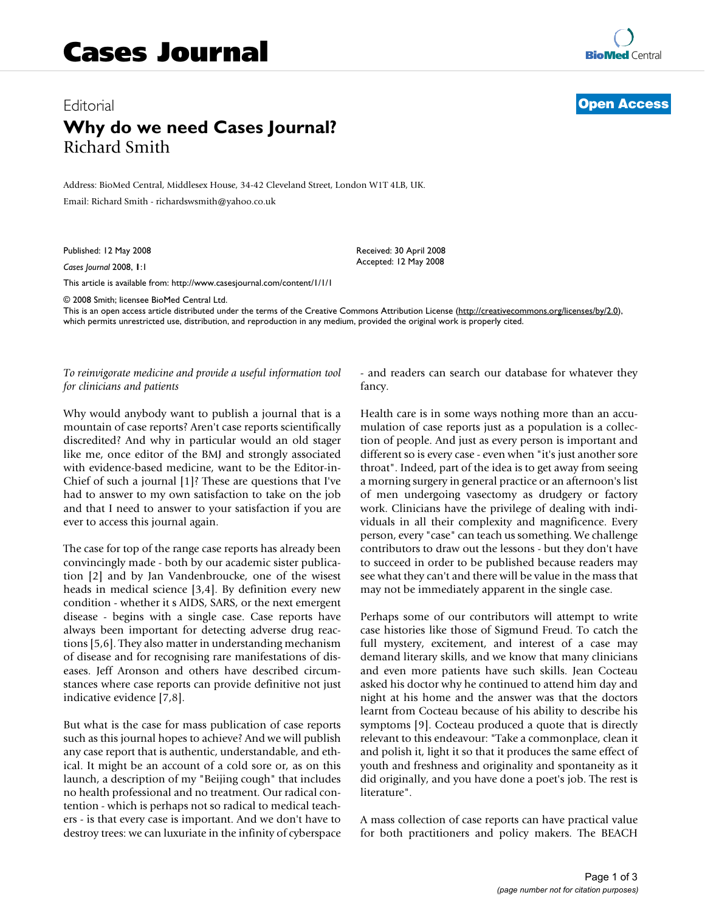# Cases Journal

Editorial

**Open Access**

## Why do we need Cases Journal?

Richard Smith

Address: BioMed Central, Middlesex House, 34-42 Cleveland Street, London W1T 4LB, UK.

Email: Richard Smith - richardswsmith@yahoo.co.uk

Published: 12 May 2008

*Cases Journal* 2008, **1**:1

Received: 30 April 2008
Accepted: 12 May 2008

This article is available from: http://www.casesjournal.com/content/1/1/1

© 2008 Smith; licensee BioMed Central Ltd.
This is an open access article distributed under the terms of the Creative Commons Attribution License (http://creativecommons.org/licenses/by/2.0), which permits unrestricted use, distribution, and reproduction in any medium, provided the original work is properly cited.

*To reinvigorate medicine and provide a useful information tool for clinicians and patients*

Why would anybody want to publish a journal that is a mountain of case reports? Aren't case reports scientifically discredited? And why in particular would an old stager like me, once editor of the BMJ and strongly associated with evidence-based medicine, want to be the Editor-in-Chief of such a journal [1]? These are questions that I've had to answer to my own satisfaction to take on the job and that I need to answer to your satisfaction if you are ever to access this journal again.

The case for top of the range case reports has already been convincingly made - both by our academic sister publication [2] and by Jan Vandenbroucke, one of the wisest heads in medical science [3,4]. By definition every new condition - whether it s AIDS, SARS, or the next emergent disease - begins with a single case. Case reports have always been important for detecting adverse drug reactions [5,6]. They also matter in understanding mechanism of disease and for recognising rare manifestations of diseases. Jeff Aronson and others have described circumstances where case reports can provide definitive not just indicative evidence [7,8].

But what is the case for mass publication of case reports such as this journal hopes to achieve? And we will publish any case report that is authentic, understandable, and ethical. It might be an account of a cold sore or, as on this launch, a description of my "Beijing cough" that includes no health professional and no treatment. Our radical contention - which is perhaps not so radical to medical teachers - is that every case is important. And we don't have to destroy trees: we can luxuriate in the infinity of cyberspace - and readers can search our database for whatever they fancy.

Health care is in some ways nothing more than an accumulation of case reports just as a population is a collection of people. And just as every person is important and different so is every case - even when "it's just another sore throat". Indeed, part of the idea is to get away from seeing a morning surgery in general practice or an afternoon's list of men undergoing vasectomy as drudgery or factory work. Clinicians have the privilege of dealing with individuals in all their complexity and magnificence. Every person, every "case" can teach us something. We challenge contributors to draw out the lessons - but they don't have to succeed in order to be published because readers may see what they can't and there will be value in the mass that may not be immediately apparent in the single case.

Perhaps some of our contributors will attempt to write case histories like those of Sigmund Freud. To catch the full mystery, excitement, and interest of a case may demand literary skills, and we know that many clinicians and even more patients have such skills. Jean Cocteau asked his doctor why he continued to attend him day and night at his home and the answer was that the doctors learnt from Cocteau because of his ability to describe his symptoms [9]. Cocteau produced a quote that is directly relevant to this endeavour: "Take a commonplace, clean it and polish it, light it so that it produces the same effect of youth and freshness and originality and spontaneity as it did originally, and you have done a poet's job. The rest is literature".

A mass collection of case reports can have practical value for both practitioners and policy makers. The BEACH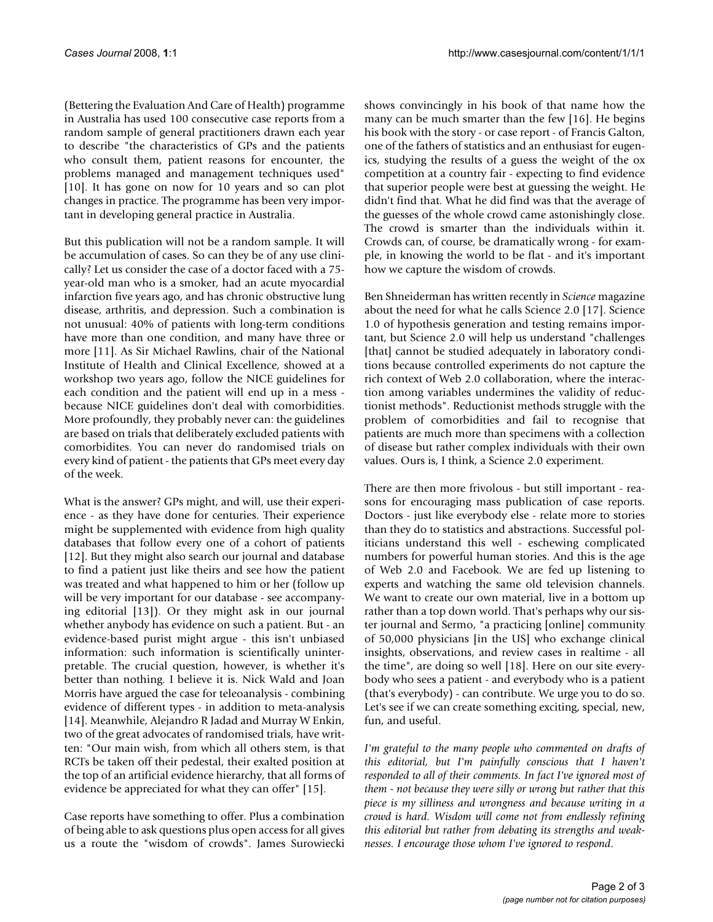(Bettering the Evaluation And Care of Health) programme in Australia has used 100 consecutive case reports from a random sample of general practitioners drawn each year to describe "the characteristics of GPs and the patients who consult them, patient reasons for encounter, the problems managed and management techniques used" [10]. It has gone on now for 10 years and so can plot changes in practice. The programme has been very important in developing general practice in Australia.

But this publication will not be a random sample. It will be accumulation of cases. So can they be of any use clinically? Let us consider the case of a doctor faced with a 75-year-old man who is a smoker, had an acute myocardial infarction five years ago, and has chronic obstructive lung disease, arthritis, and depression. Such a combination is not unusual: 40% of patients with long-term conditions have more than one condition, and many have three or more [11]. As Sir Michael Rawlins, chair of the National Institute of Health and Clinical Excellence, showed at a workshop two years ago, follow the NICE guidelines for each condition and the patient will end up in a mess - because NICE guidelines don't deal with comorbidities. More profoundly, they probably never can: the guidelines are based on trials that deliberately excluded patients with comorbidites. You can never do randomised trials on every kind of patient - the patients that GPs meet every day of the week.

What is the answer? GPs might, and will, use their experience - as they have done for centuries. Their experience might be supplemented with evidence from high quality databases that follow every one of a cohort of patients [12]. But they might also search our journal and database to find a patient just like theirs and see how the patient was treated and what happened to him or her (follow up will be very important for our database - see accompanying editorial [13]). Or they might ask in our journal whether anybody has evidence on such a patient. But - an evidence-based purist might argue - this isn't unbiased information: such information is scientifically uninterpretable. The crucial question, however, is whether it's better than nothing. I believe it is. Nick Wald and Joan Morris have argued the case for teleoanalysis - combining evidence of different types - in addition to meta-analysis [14]. Meanwhile, Alejandro R Jadad and Murray W Enkin, two of the great advocates of randomised trials, have written: "Our main wish, from which all others stem, is that RCTs be taken off their pedestal, their exalted position at the top of an artificial evidence hierarchy, that all forms of evidence be appreciated for what they can offer" [15].

Case reports have something to offer. Plus a combination of being able to ask questions plus open access for all gives us a route the "wisdom of crowds". James Surowiecki shows convincingly in his book of that name how the many can be much smarter than the few [16]. He begins his book with the story - or case report - of Francis Galton, one of the fathers of statistics and an enthusiast for eugenics, studying the results of a guess the weight of the ox competition at a country fair - expecting to find evidence that superior people were best at guessing the weight. He didn't find that. What he did find was that the average of the guesses of the whole crowd came astonishingly close. The crowd is smarter than the individuals within it. Crowds can, of course, be dramatically wrong - for example, in knowing the world to be flat - and it's important how we capture the wisdom of crowds.

Ben Shneiderman has written recently in *Science* magazine about the need for what he calls Science 2.0 [17]. Science 1.0 of hypothesis generation and testing remains important, but Science 2.0 will help us understand "challenges [that] cannot be studied adequately in laboratory conditions because controlled experiments do not capture the rich context of Web 2.0 collaboration, where the interaction among variables undermines the validity of reductionist methods". Reductionist methods struggle with the problem of comorbidities and fail to recognise that patients are much more than specimens with a collection of disease but rather complex individuals with their own values. Ours is, I think, a Science 2.0 experiment.

There are then more frivolous - but still important - reasons for encouraging mass publication of case reports. Doctors - just like everybody else - relate more to stories than they do to statistics and abstractions. Successful politicians understand this well - eschewing complicated numbers for powerful human stories. And this is the age of Web 2.0 and Facebook. We are fed up listening to experts and watching the same old television channels. We want to create our own material, live in a bottom up rather than a top down world. That's perhaps why our sister journal and Sermo, "a practicing [online] community of 50,000 physicians [in the US] who exchange clinical insights, observations, and review cases in realtime - all the time", are doing so well [18]. Here on our site everybody who sees a patient - and everybody who is a patient (that's everybody) - can contribute. We urge you to do so. Let's see if we can create something exciting, special, new, fun, and useful.

*I'm grateful to the many people who commented on drafts of this editorial, but I'm painfully conscious that I haven't responded to all of their comments. In fact I've ignored most of them - not because they were silly or wrong but rather that this piece is my silliness and wrongness and because writing in a crowd is hard. Wisdom will come not from endlessly refining this editorial but rather from debating its strengths and weaknesses. I encourage those whom I've ignored to respond.*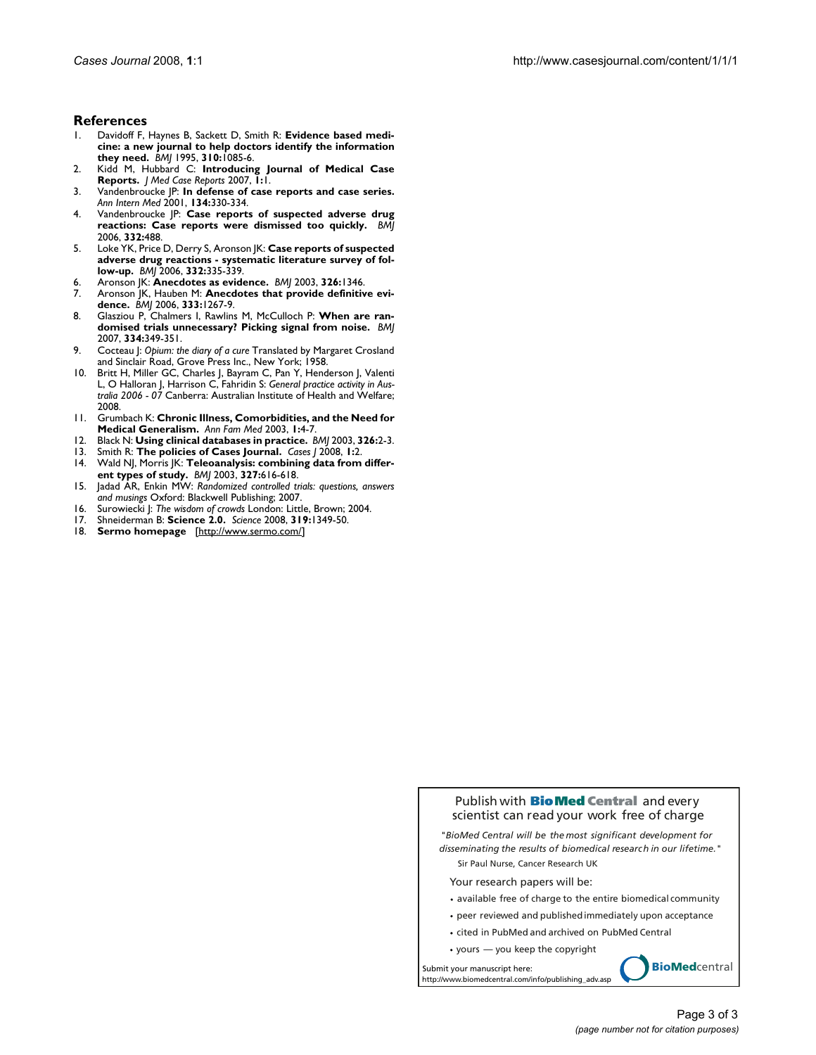## References

1. Davidoff F, Haynes B, Sackett D, Smith R: **Evidence based medicine: a new journal to help doctors identify the information they need.** *BMJ* 1995, **310:**1085-6.
2. Kidd M, Hubbard C: **Introducing Journal of Medical Case Reports.** *J Med Case Reports* 2007, **1:**1.
3. Vandenbroucke JP: **In defense of case reports and case series.** *Ann Intern Med* 2001, **134:**330-334.
4. Vandenbroucke JP: **Case reports of suspected adverse drug reactions: Case reports were dismissed too quickly.** *BMJ* 2006, **332:**488.
5. Loke YK, Price D, Derry S, Aronson JK: **Case reports of suspected adverse drug reactions - systematic literature survey of follow-up.** *BMJ* 2006, **332:**335-339.
6. Aronson JK: **Anecdotes as evidence.** *BMJ* 2003, **326:**1346.
7. Aronson JK, Hauben M: **Anecdotes that provide definitive evidence.** *BMJ* 2006, **333:**1267-9.
8. Glasziou P, Chalmers I, Rawlins M, McCulloch P: **When are randomised trials unnecessary? Picking signal from noise.** *BMJ* 2007, **334:**349-351.
9. Cocteau J: *Opium: the diary of a cure* Translated by Margaret Crosland and Sinclair Road, Grove Press Inc., New York; 1958.
10. Britt H, Miller GC, Charles J, Bayram C, Pan Y, Henderson J, Valenti L, O Halloran J, Harrison C, Fahridin S: *General practice activity in Australia 2006 - 07* Canberra: Australian Institute of Health and Welfare; 2008.
11. Grumbach K: **Chronic Illness, Comorbidities, and the Need for Medical Generalism.** *Ann Fam Med* 2003, **1:**4-7.
12. Black N: **Using clinical databases in practice.** *BMJ* 2003, **326:**2-3.
13. Smith R: **The policies of Cases Journal.** *Cases J* 2008, **1:**2.
14. Wald NJ, Morris JK: **Teleoanalysis: combining data from different types of study.** *BMJ* 2003, **327:**616-618.
15. Jadad AR, Enkin MW: *Randomized controlled trials: questions, answers and musings* Oxford: Blackwell Publishing; 2007.
16. Surowiecki J: *The wisdom of crowds* London: Little, Brown; 2004.
17. Shneiderman B: **Science 2.0.** *Science* 2008, **319:**1349-50.
18. **Sermo homepage** [http://www.sermo.com/]

Publish with **BioMed Central** and every scientist can read your work free of charge

*"BioMed Central will be the most significant development for disseminating the results of biomedical research in our lifetime."*
Sir Paul Nurse, Cancer Research UK

Your research papers will be:

- available free of charge to the entire biomedical community
- peer reviewed and published immediately upon acceptance
- cited in PubMed and archived on PubMed Central
- yours — you keep the copyright

Submit your manuscript here:
http://www.biomedcentral.com/info/publishing_adv.asp

BioMedcentral